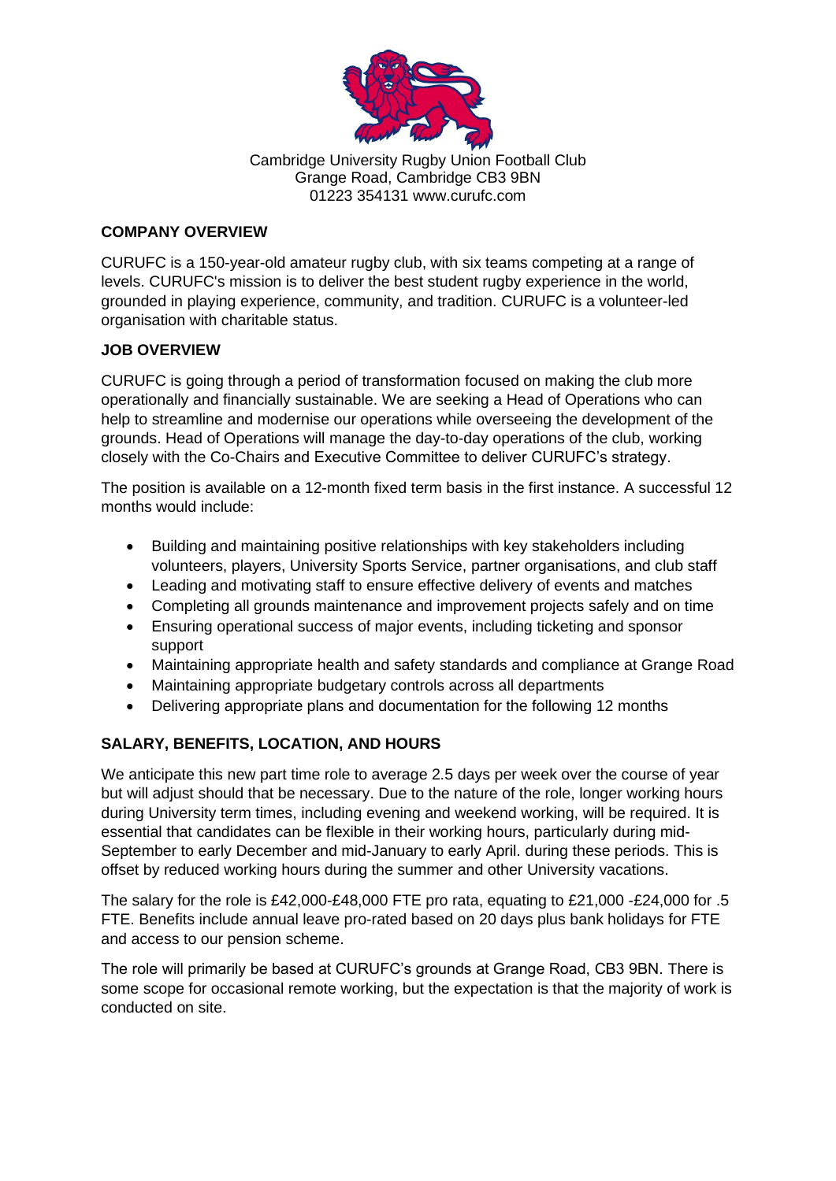Cambridge University Rugby Union Football Club
Grange Road, Cambridge CB3 9BN
01223 354131 www.curufc.com

**COMPANY OVERVIEW**

CURUFC is a 150-year-old amateur rugby club, with six teams competing at a range of levels. CURUFC's mission is to deliver the best student rugby experience in the world, grounded in playing experience, community, and tradition. CURUFC is a volunteer-led organisation with charitable status.

**JOB OVERVIEW**

CURUFC is going through a period of transformation focused on making the club more operationally and financially sustainable. We are seeking a Head of Operations who can help to streamline and modernise our operations while overseeing the development of the grounds. Head of Operations will manage the day-to-day operations of the club, working closely with the Co-Chairs and Executive Committee to deliver CURUFC's strategy.

The position is available on a 12-month fixed term basis in the first instance. A successful 12 months would include:

- Building and maintaining positive relationships with key stakeholders including volunteers, players, University Sports Service, partner organisations, and club staff
- Leading and motivating staff to ensure effective delivery of events and matches
- Completing all grounds maintenance and improvement projects safely and on time
- Ensuring operational success of major events, including ticketing and sponsor support
- Maintaining appropriate health and safety standards and compliance at Grange Road
- Maintaining appropriate budgetary controls across all departments
- Delivering appropriate plans and documentation for the following 12 months

**SALARY, BENEFITS, LOCATION, AND HOURS**

We anticipate this new part time role to average 2.5 days per week over the course of year but will adjust should that be necessary. Due to the nature of the role, longer working hours during University term times, including evening and weekend working, will be required. It is essential that candidates can be flexible in their working hours, particularly during mid-September to early December and mid-January to early April. during these periods. This is offset by reduced working hours during the summer and other University vacations.

The salary for the role is £42,000-£48,000 FTE pro rata, equating to £21,000 -£24,000 for .5 FTE. Benefits include annual leave pro-rated based on 20 days plus bank holidays for FTE and access to our pension scheme.

The role will primarily be based at CURUFC's grounds at Grange Road, CB3 9BN. There is some scope for occasional remote working, but the expectation is that the majority of work is conducted on site.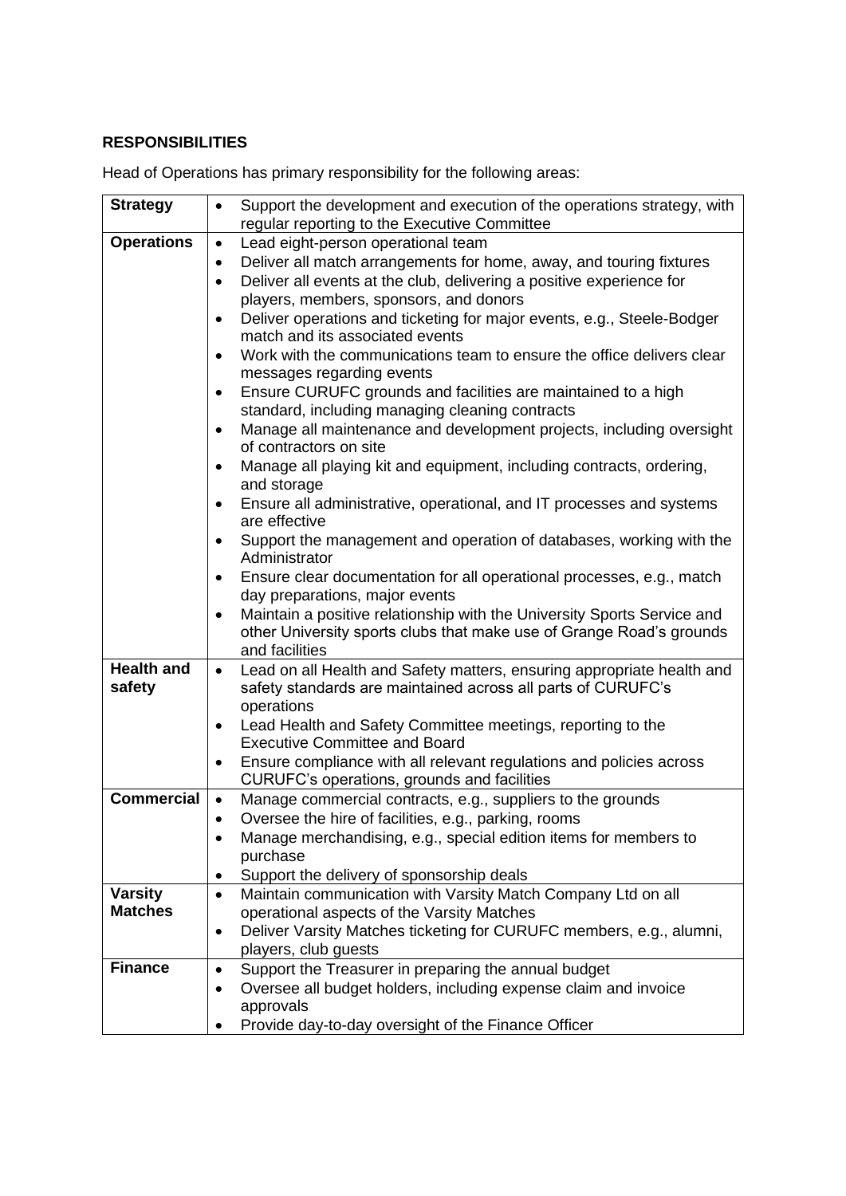**RESPONSIBILITIES**

Head of Operations has primary responsibility for the following areas:

| | |
|---|---|
| **Strategy** | • Support the development and execution of the operations strategy, with regular reporting to the Executive Committee |
| **Operations** | • Lead eight-person operational team<br>• Deliver all match arrangements for home, away, and touring fixtures<br>• Deliver all events at the club, delivering a positive experience for players, members, sponsors, and donors<br>• Deliver operations and ticketing for major events, e.g., Steele-Bodger match and its associated events<br>• Work with the communications team to ensure the office delivers clear messages regarding events<br>• Ensure CURUFC grounds and facilities are maintained to a high standard, including managing cleaning contracts<br>• Manage all maintenance and development projects, including oversight of contractors on site<br>• Manage all playing kit and equipment, including contracts, ordering, and storage<br>• Ensure all administrative, operational, and IT processes and systems are effective<br>• Support the management and operation of databases, working with the Administrator<br>• Ensure clear documentation for all operational processes, e.g., match day preparations, major events<br>• Maintain a positive relationship with the University Sports Service and other University sports clubs that make use of Grange Road's grounds and facilities |
| **Health and safety** | • Lead on all Health and Safety matters, ensuring appropriate health and safety standards are maintained across all parts of CURUFC's operations<br>• Lead Health and Safety Committee meetings, reporting to the Executive Committee and Board<br>• Ensure compliance with all relevant regulations and policies across CURUFC's operations, grounds and facilities |
| **Commercial** | • Manage commercial contracts, e.g., suppliers to the grounds<br>• Oversee the hire of facilities, e.g., parking, rooms<br>• Manage merchandising, e.g., special edition items for members to purchase<br>• Support the delivery of sponsorship deals |
| **Varsity Matches** | • Maintain communication with Varsity Match Company Ltd on all operational aspects of the Varsity Matches<br>• Deliver Varsity Matches ticketing for CURUFC members, e.g., alumni, players, club guests |
| **Finance** | • Support the Treasurer in preparing the annual budget<br>• Oversee all budget holders, including expense claim and invoice approvals<br>• Provide day-to-day oversight of the Finance Officer |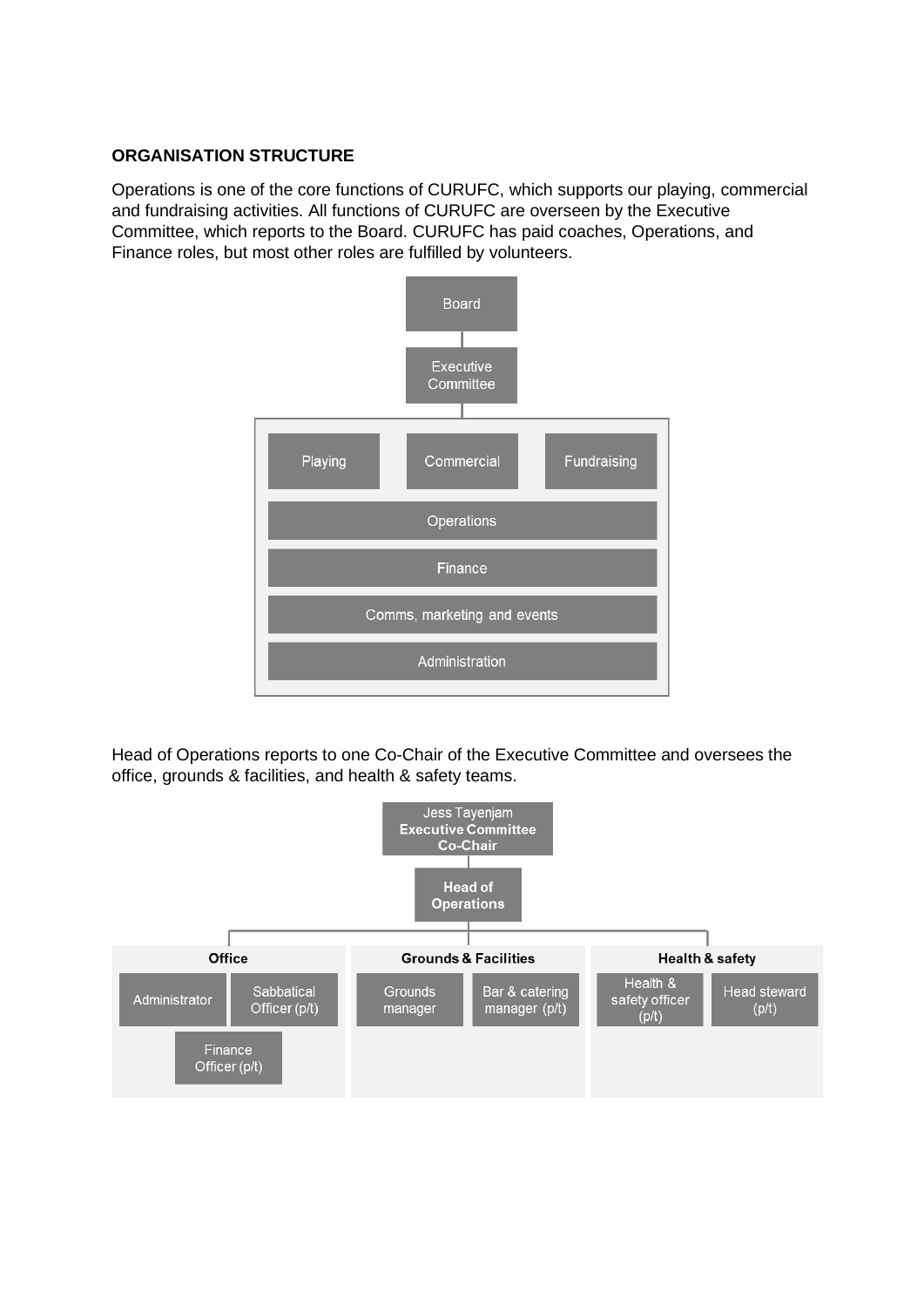**ORGANISATION STRUCTURE**

Operations is one of the core functions of CURUFC, which supports our playing, commercial and fundraising activities. All functions of CURUFC are overseen by the Executive Committee, which reports to the Board. CURUFC has paid coaches, Operations, and Finance roles, but most other roles are fulfilled by volunteers.

- Board
  - Executive Committee
    - Playing
    - Commercial
    - Fundraising
    - Operations
    - Finance
    - Comms, marketing and events
    - Administration

Head of Operations reports to one Co-Chair of the Executive Committee and oversees the office, grounds & facilities, and health & safety teams.

- Jess Tayenjam **Executive Committee Co-Chair**
  - **Head of Operations**
    - **Office**
      - Administrator
      - Sabbatical Officer (p/t)
      - Finance Officer (p/t)
    - **Grounds & Facilities**
      - Grounds manager
      - Bar & catering manager (p/t)
    - **Health & safety**
      - Health & safety officer (p/t)
      - Head steward (p/t)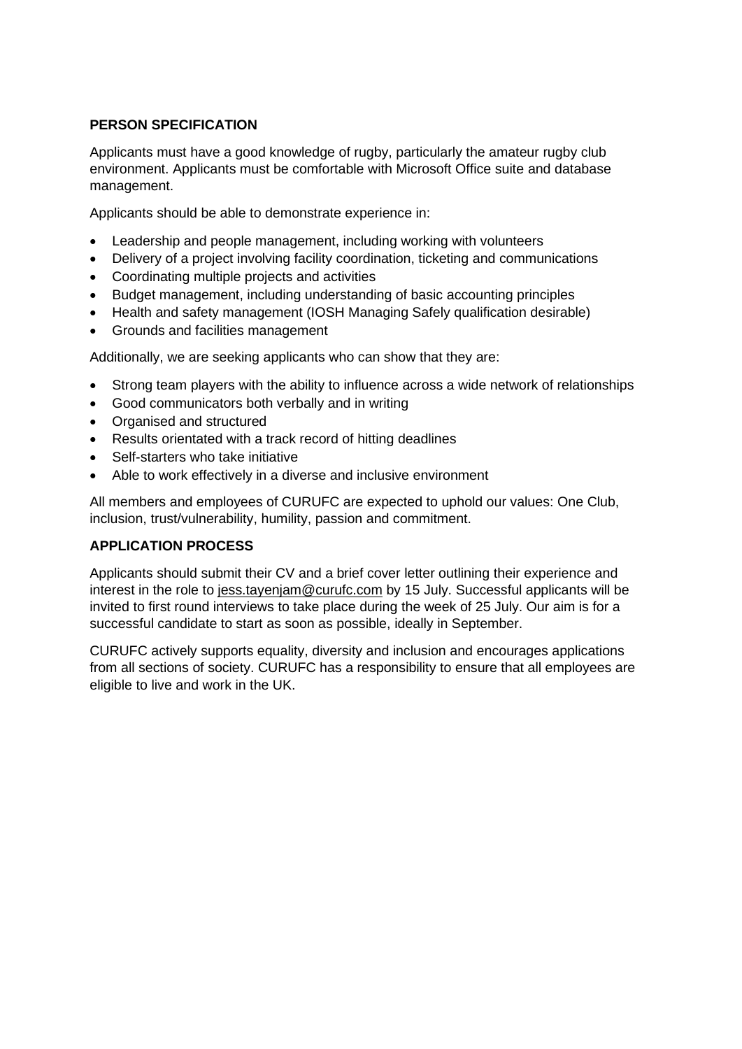**PERSON SPECIFICATION**

Applicants must have a good knowledge of rugby, particularly the amateur rugby club environment. Applicants must be comfortable with Microsoft Office suite and database management.

Applicants should be able to demonstrate experience in:

- Leadership and people management, including working with volunteers
- Delivery of a project involving facility coordination, ticketing and communications
- Coordinating multiple projects and activities
- Budget management, including understanding of basic accounting principles
- Health and safety management (IOSH Managing Safely qualification desirable)
- Grounds and facilities management

Additionally, we are seeking applicants who can show that they are:

- Strong team players with the ability to influence across a wide network of relationships
- Good communicators both verbally and in writing
- Organised and structured
- Results orientated with a track record of hitting deadlines
- Self-starters who take initiative
- Able to work effectively in a diverse and inclusive environment

All members and employees of CURUFC are expected to uphold our values: One Club, inclusion, trust/vulnerability, humility, passion and commitment.

**APPLICATION PROCESS**

Applicants should submit their CV and a brief cover letter outlining their experience and interest in the role to jess.tayenjam@curufc.com by 15 July. Successful applicants will be invited to first round interviews to take place during the week of 25 July. Our aim is for a successful candidate to start as soon as possible, ideally in September.

CURUFC actively supports equality, diversity and inclusion and encourages applications from all sections of society. CURUFC has a responsibility to ensure that all employees are eligible to live and work in the UK.